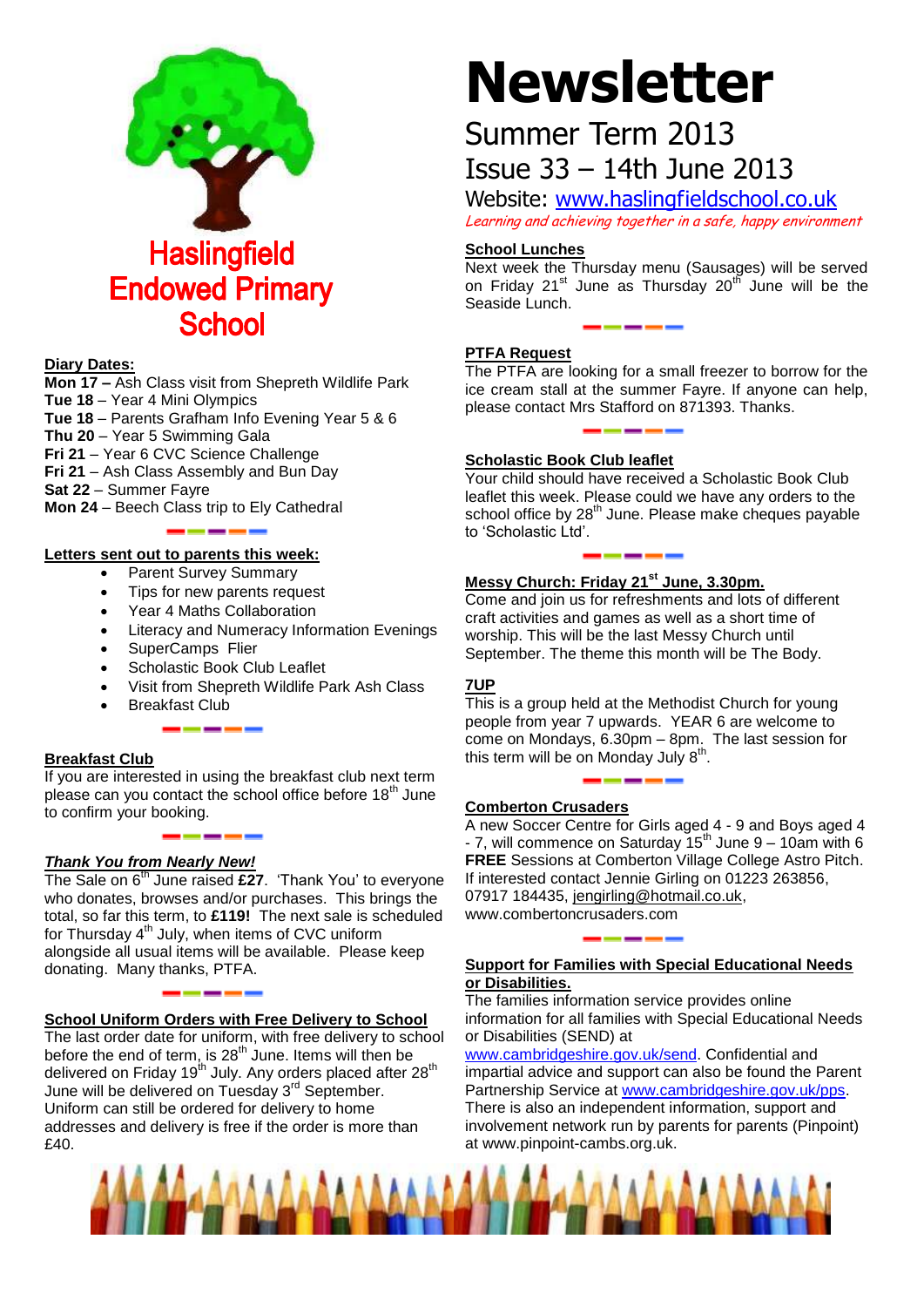# Haslingfield Endowed Primary School

# Newsletter

## Summer Term 2013

## Issue 33 – 14th June 2013

Website: www.haslingfieldschool.co.uk

*Learning and achieving together in a safe, happy environment*

**Diary Dates:**

**Mon 17 –** Ash Class visit from Shepreth Wildlife Park
**Tue 18** – Year 4 Mini Olympics
**Tue 18** – Parents Grafham Info Evening Year 5 & 6
**Thu 20** – Year 5 Swimming Gala
**Fri 21** – Year 6 CVC Science Challenge
**Fri 21** – Ash Class Assembly and Bun Day
**Sat 22** – Summer Fayre
**Mon 24** – Beech Class trip to Ely Cathedral

**Letters sent out to parents this week:**

- Parent Survey Summary
- Tips for new parents request
- Year 4 Maths Collaboration
- Literacy and Numeracy Information Evenings
- SuperCamps Flier
- Scholastic Book Club Leaflet
- Visit from Shepreth Wildlife Park Ash Class
- Breakfast Club

**Breakfast Club**

If you are interested in using the breakfast club next term please can you contact the school office before 18th June to confirm your booking.

***Thank You from Nearly New!***

The Sale on 6th June raised **£27**. 'Thank You' to everyone who donates, browses and/or purchases. This brings the total, so far this term, to **£119!** The next sale is scheduled for Thursday 4th July, when items of CVC uniform alongside all usual items will be available. Please keep donating. Many thanks, PTFA.

**School Uniform Orders with Free Delivery to School**

The last order date for uniform, with free delivery to school before the end of term, is 28th June. Items will then be delivered on Friday 19th July. Any orders placed after 28th June will be delivered on Tuesday 3rd September. Uniform can still be ordered for delivery to home addresses and delivery is free if the order is more than £40.

**School Lunches**

Next week the Thursday menu (Sausages) will be served on Friday 21st June as Thursday 20th June will be the Seaside Lunch.

**PTFA Request**

The PTFA are looking for a small freezer to borrow for the ice cream stall at the summer Fayre. If anyone can help, please contact Mrs Stafford on 871393. Thanks.

**Scholastic Book Club leaflet**

Your child should have received a Scholastic Book Club leaflet this week. Please could we have any orders to the school office by 28th June. Please make cheques payable to 'Scholastic Ltd'.

**Messy Church: Friday 21st June, 3.30pm.**

Come and join us for refreshments and lots of different craft activities and games as well as a short time of worship. This will be the last Messy Church until September. The theme this month will be The Body.

**7UP**

This is a group held at the Methodist Church for young people from year 7 upwards. YEAR 6 are welcome to come on Mondays, 6.30pm – 8pm. The last session for this term will be on Monday July 8th.

**Comberton Crusaders**

A new Soccer Centre for Girls aged 4 - 9 and Boys aged 4 - 7, will commence on Saturday 15th June 9 – 10am with 6 **FREE** Sessions at Comberton Village College Astro Pitch. If interested contact Jennie Girling on 01223 263856, 07917 184435, jengirling@hotmail.co.uk, www.combertoncrusaders.com

**Support for Families with Special Educational Needs or Disabilities.**

The families information service provides online information for all families with Special Educational Needs or Disabilities (SEND) at www.cambridgeshire.gov.uk/send. Confidential and impartial advice and support can also be found the Parent Partnership Service at www.cambridgeshire.gov.uk/pps. There is also an independent information, support and involvement network run by parents for parents (Pinpoint) at www.pinpoint-cambs.org.uk.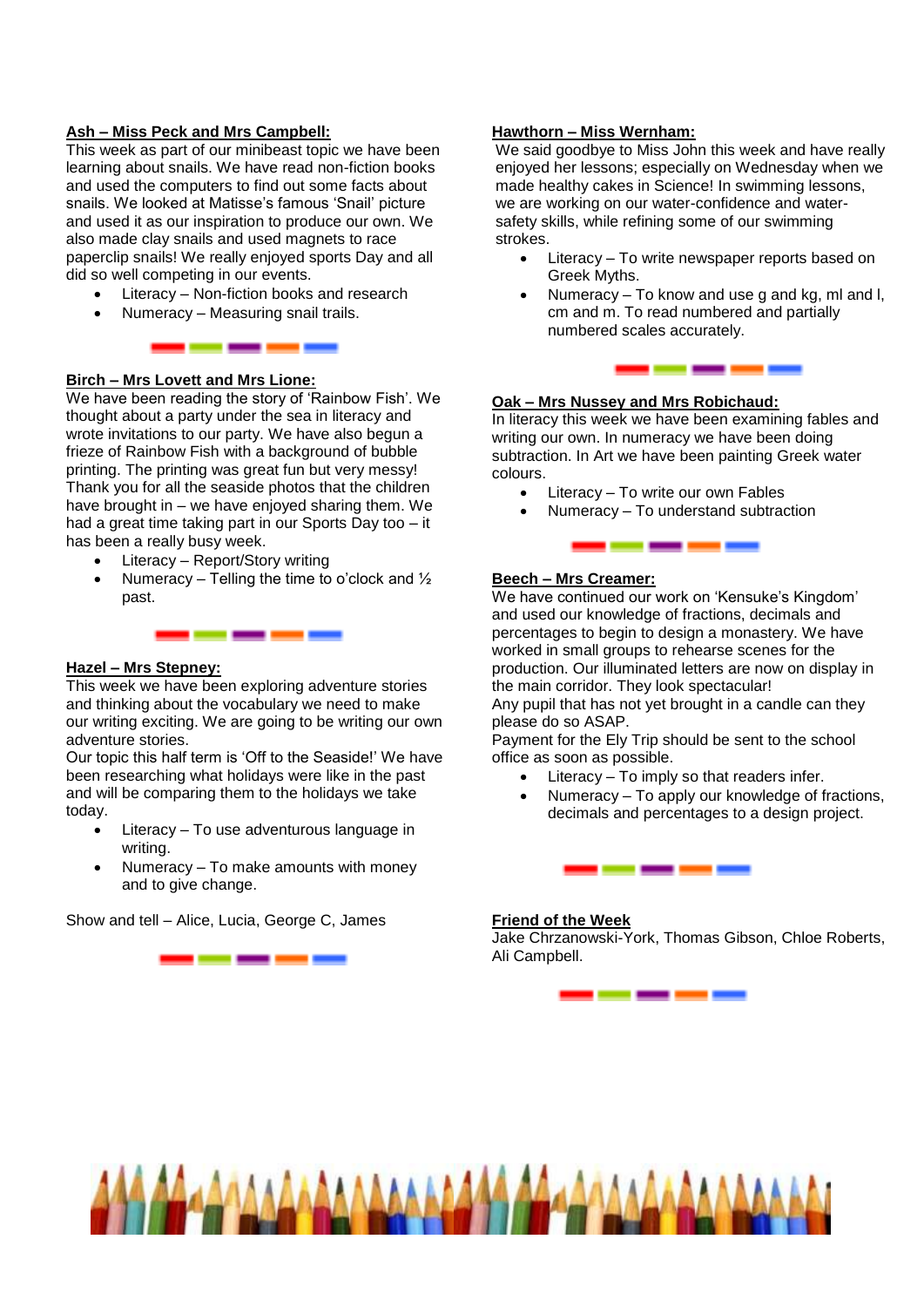## Ash – Miss Peck and Mrs Campbell:

This week as part of our minibeast topic we have been learning about snails. We have read non-fiction books and used the computers to find out some facts about snails. We looked at Matisse's famous 'Snail' picture and used it as our inspiration to produce our own. We also made clay snails and used magnets to race paperclip snails! We really enjoyed sports Day and all did so well competing in our events.

- Literacy – Non-fiction books and research
- Numeracy – Measuring snail trails.

## Birch – Mrs Lovett and Mrs Lione:

We have been reading the story of 'Rainbow Fish'. We thought about a party under the sea in literacy and wrote invitations to our party. We have also begun a frieze of Rainbow Fish with a background of bubble printing. The printing was great fun but very messy! Thank you for all the seaside photos that the children have brought in – we have enjoyed sharing them. We had a great time taking part in our Sports Day too – it has been a really busy week.

- Literacy – Report/Story writing
- Numeracy – Telling the time to o'clock and ½ past.

## Hazel – Mrs Stepney:

This week we have been exploring adventure stories and thinking about the vocabulary we need to make our writing exciting. We are going to be writing our own adventure stories.

Our topic this half term is 'Off to the Seaside!' We have been researching what holidays were like in the past and will be comparing them to the holidays we take today.

- Literacy – To use adventurous language in writing.
- Numeracy – To make amounts with money and to give change.

Show and tell – Alice, Lucia, George C, James

## Hawthorn – Miss Wernham:

We said goodbye to Miss John this week and have really enjoyed her lessons; especially on Wednesday when we made healthy cakes in Science! In swimming lessons, we are working on our water-confidence and water-safety skills, while refining some of our swimming strokes.

- Literacy – To write newspaper reports based on Greek Myths.
- Numeracy – To know and use g and kg, ml and l, cm and m. To read numbered and partially numbered scales accurately.

## Oak – Mrs Nussey and Mrs Robichaud:

In literacy this week we have been examining fables and writing our own. In numeracy we have been doing subtraction. In Art we have been painting Greek water colours.

- Literacy – To write our own Fables
- Numeracy – To understand subtraction

## Beech – Mrs Creamer:

We have continued our work on 'Kensuke's Kingdom' and used our knowledge of fractions, decimals and percentages to begin to design a monastery. We have worked in small groups to rehearse scenes for the production. Our illuminated letters are now on display in the main corridor. They look spectacular!

Any pupil that has not yet brought in a candle can they please do so ASAP.

Payment for the Ely Trip should be sent to the school office as soon as possible.

- Literacy – To imply so that readers infer.
- Numeracy – To apply our knowledge of fractions, decimals and percentages to a design project.

## Friend of the Week

Jake Chrzanowski-York, Thomas Gibson, Chloe Roberts, Ali Campbell.